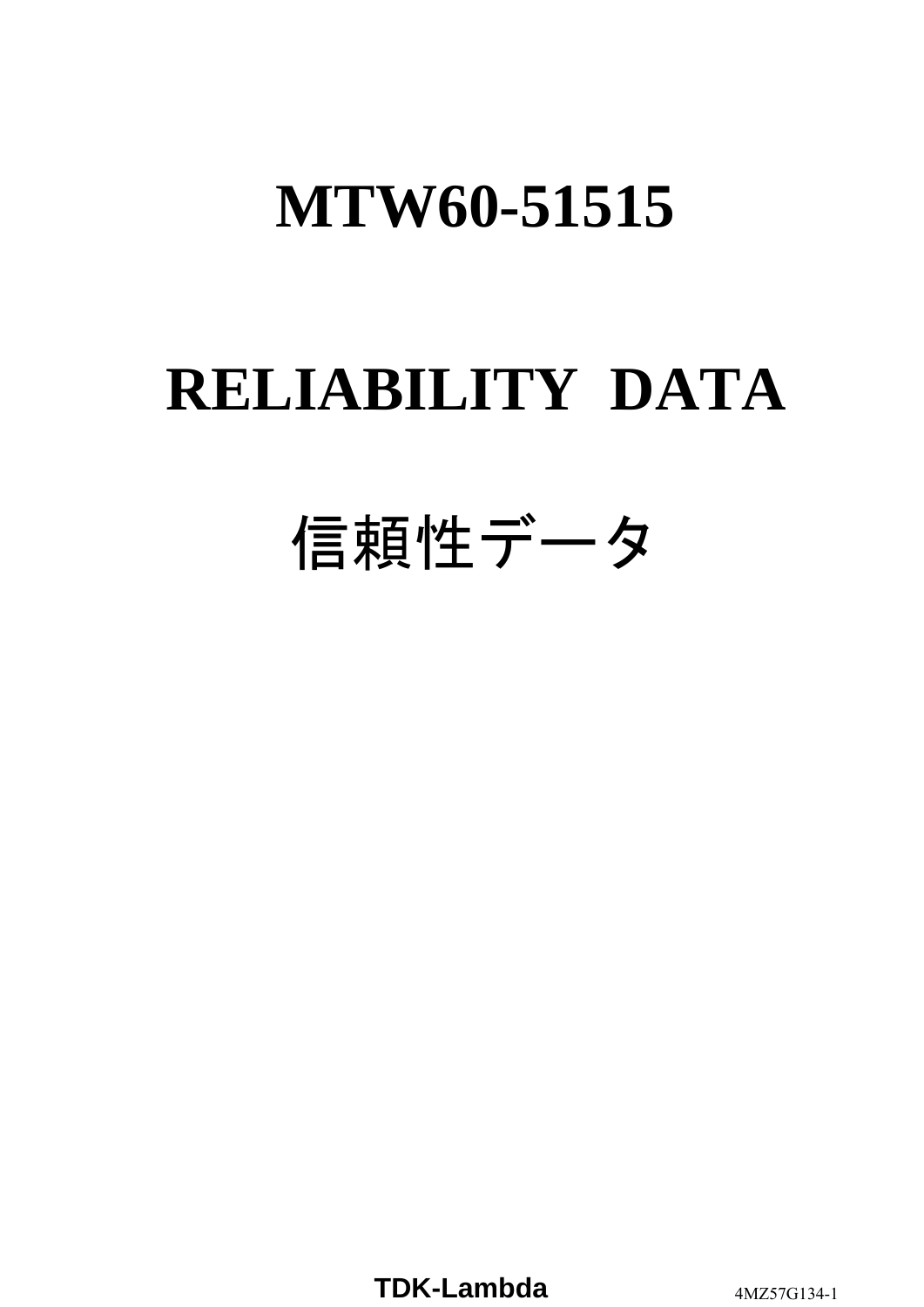# MTW60-51515

# RELIABILITY DATA

# 信頼性データ

TDK-Lambda

4MZ57G134-1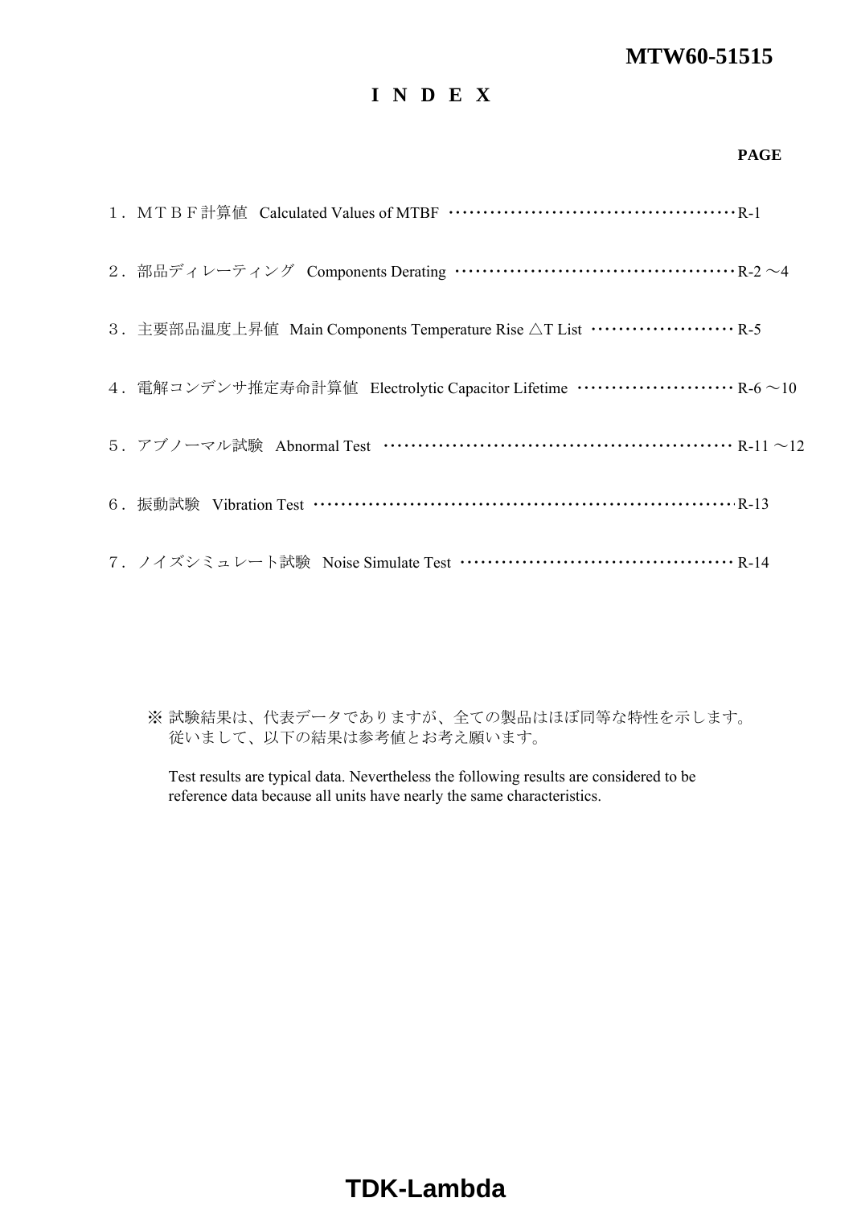MTW60-51515

# ＩＮＤＥＸ

| | PAGE |
|---|---|
| １．ＭＴＢＦ計算値　Calculated Values of MTBF | R-1 |
| ２．部品ディレーティング　Components Derating | R-2 ～4 |
| ３．主要部品温度上昇値　Main Components Temperature Rise △T List | R-5 |
| ４．電解コンデンサ推定寿命計算値　Electrolytic Capacitor Lifetime | R-6 ～10 |
| ５．アブノーマル試験　Abnormal Test | R-11 ～12 |
| ６．振動試験　Vibration Test | R-13 |
| ７．ノイズシミュレート試験　Noise Simulate Test | R-14 |

※ 試験結果は、代表データでありますが、全ての製品はほぼ同等な特性を示します。
従いまして、以下の結果は参考値とお考え願います。

Test results are typical data. Nevertheless the following results are considered to be reference data because all units have nearly the same characteristics.

TDK-Lambda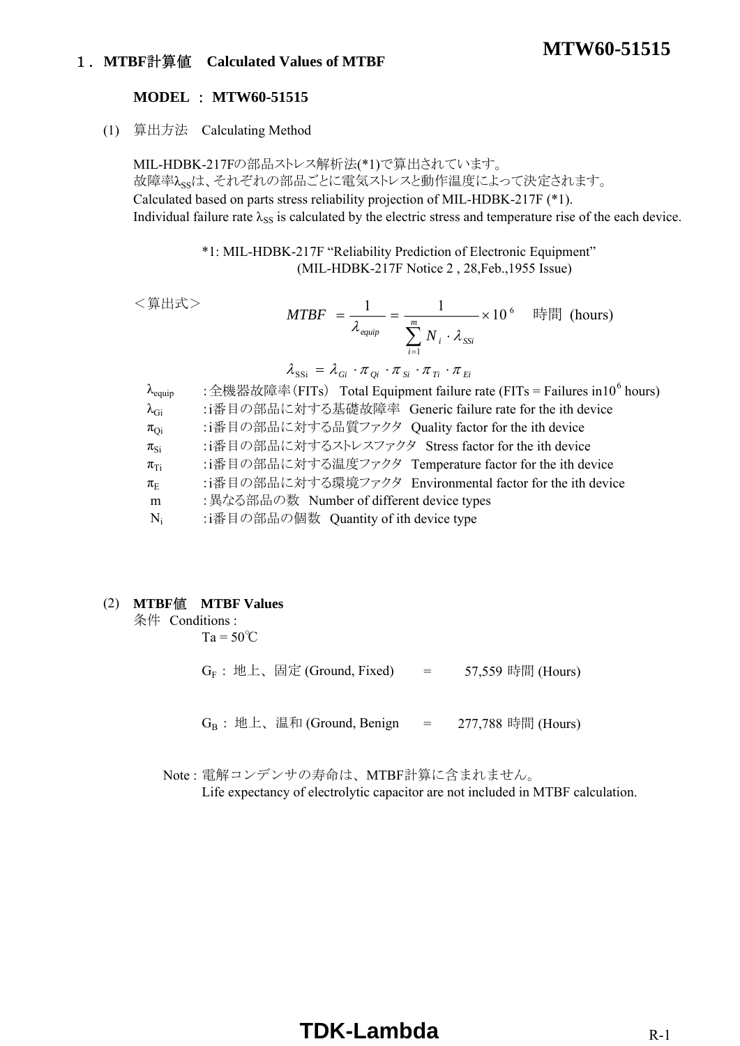## 1．MTBF計算値　Calculated Values of MTBF

**MODEL ： MTW60-51515**

(1) 算出方法　Calculating Method

MIL-HDBK-217Fの部品ｽﾄﾚｽ解析法(*1)で算出されています。
故障率$\lambda_{SS}$は、それぞれの部品ごとに電気ｽﾄﾚｽと動作温度によって決定されます。
Calculated based on parts stress reliability projection of MIL-HDBK-217F (*1).
Individual failure rate $\lambda_{SS}$ is calculated by the electric stress and temperature rise of the each device.

*1: MIL-HDBK-217F “Reliability Prediction of Electronic Equipment”
(MIL-HDBK-217F Notice 2 , 28,Feb.,1955 Issue)

＜算出式＞

$$MTBF = \frac{1}{\lambda_{equip}} = \frac{1}{\sum_{i=1}^{m} N_i \cdot \lambda_{SSi}} \times 10^6 \quad \text{時間 (hours)}$$

$$\lambda_{SSi} = \lambda_{Gi} \cdot \pi_{Qi} \cdot \pi_{Si} \cdot \pi_{Ti} \cdot \pi_{Ei}$$

- $\lambda_{equip}$ : 全機器故障率（FITs） Total Equipment failure rate (FITs = Failures in$10^6$ hours)
- $\lambda_{Gi}$ : i番目の部品に対する基礎故障率　Generic failure rate for the ith device
- $\pi_{Qi}$ : i番目の部品に対する品質ファクタ　Quality factor for the ith device
- $\pi_{Si}$ : i番目の部品に対するｽﾄﾚｽファクタ　Stress factor for the ith device
- $\pi_{Ti}$ : i番目の部品に対する温度ファクタ　Temperature factor for the ith device
- $\pi_E$ : i番目の部品に対する環境ファクタ　Environmental factor for the ith device
- m : 異なる部品の数　Number of different device types
- $N_i$ : i番目の部品の個数　Quantity of ith device type

(2) **MTBF値　MTBF Values**

条件　Conditions :

Ta = 50℃

$G_F$ : 地上、固定 (Ground, Fixed) = 57,559 時間 (Hours)

$G_B$ : 地上、温和 (Ground, Benign = 277,788 時間 (Hours)

Note : 電解コンデンサの寿命は、MTBF計算に含まれません。
Life expectancy of electrolytic capacitor are not included in MTBF calculation.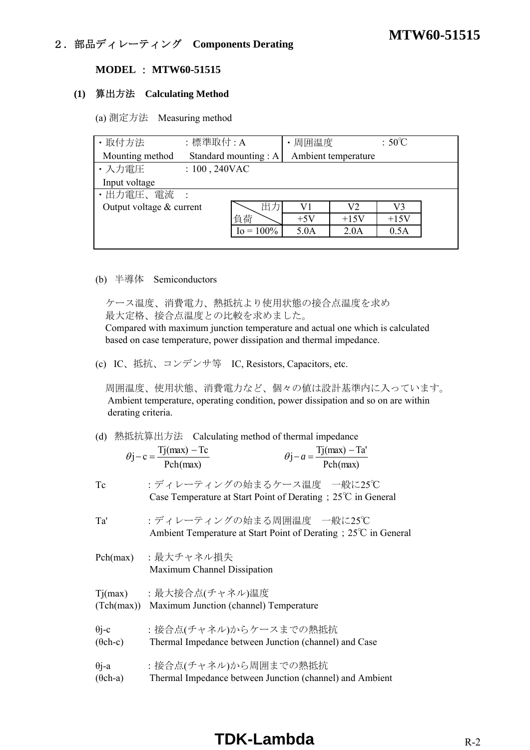## ２．部品ディレーティング　Components Derating

**MODEL ： MTW60-51515**

### (1) 算出方法　Calculating Method

(a) 測定方法　Measuring method

| ・取付方法　：標準取付 : A<br>Mounting method　Standard mounting : A | ・周囲温度　：50℃<br>Ambient temperature |
|---|---|
| ・入力電圧　：100 , 240VAC<br>Input voltage | |
| ・出力電圧、電流　：<br>Output voltage & current | |

| 負荷＼出力 | V1 | V2 | V3 |
|---|---|---|---|
| | +5V | +15V | +15V |
| Io = 100% | 5.0A | 2.0A | 0.5A |

(b) 半導体　Semiconductors

ケース温度、消費電力、熱抵抗より使用状態の接合点温度を求め最大定格、接合点温度との比較を求めました。
Compared with maximum junction temperature and actual one which is calculated based on case temperature, power dissipation and thermal impedance.

(c) IC、抵抗、コンデンサ等　IC, Resistors, Capacitors, etc.

周囲温度、使用状態、消費電力など、個々の値は設計基準内に入っています。
Ambient temperature, operating condition, power dissipation and so on are within derating criteria.

(d) 熱抵抗算出方法　Calculating method of thermal impedance

$$\theta j-c = \frac{Tj(max) - Tc}{Pch(max)} \qquad \theta j-a = \frac{Tj(max) - Ta'}{Pch(max)}$$

Tc　：ディレーティングの始まるケース温度　一般に25℃
Case Temperature at Start Point of Derating；25℃ in General

Ta'　：ディレーティングの始まる周囲温度　一般に25℃
Ambient Temperature at Start Point of Derating；25℃ in General

Pch(max)　：最大チャネル損失
Maximum Channel Dissipation

Tj(max) (Tch(max))　：最大接合点(チャネル)温度
Maximum Junction (channel) Temperature

θj-c (θch-c)　：接合点(チャネル)からケースまでの熱抵抗
Thermal Impedance between Junction (channel) and Case

θj-a (θch-a)　：接合点(チャネル)から周囲までの熱抵抗
Thermal Impedance between Junction (channel) and Ambient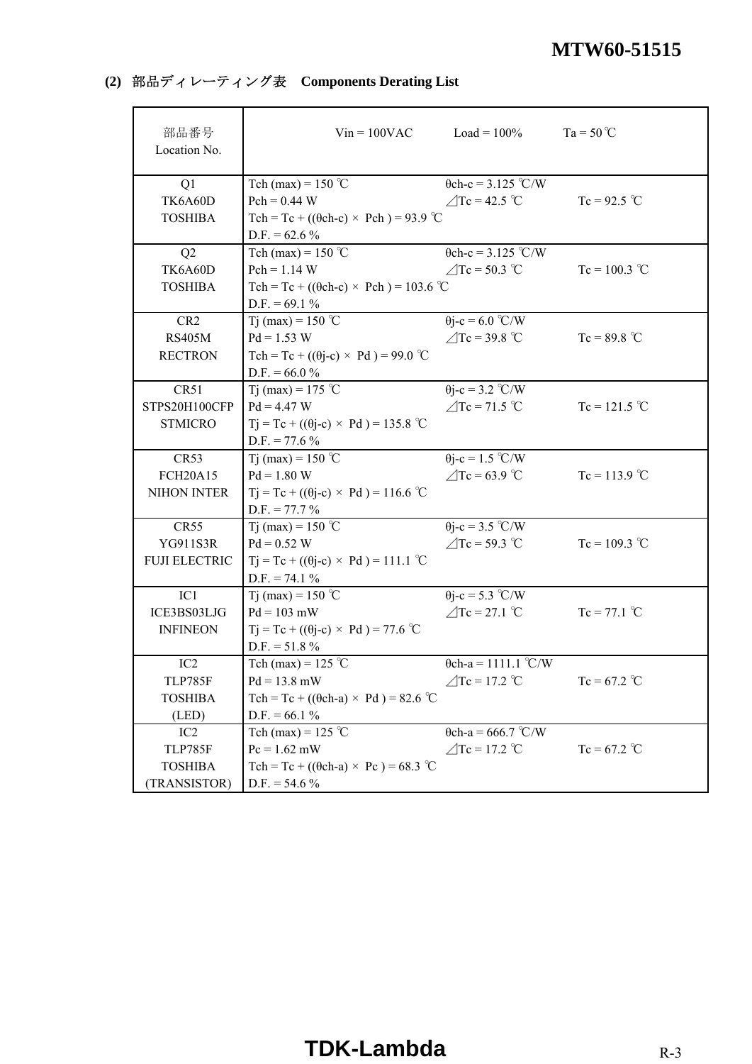## (2) 部品ディレーティング表　Components Derating List

| 部品番号<br>Location No. | Vin = 100VAC　　Load = 100%　　Ta = 50℃ | | |
|---|---|---|---|
| Q1<br>TK6A60D<br>TOSHIBA | Tch (max) = 150 ℃<br>Pch = 0.44 W<br>Tch = Tc + ((θch-c) × Pch ) = 93.9 ℃<br>D.F. = 62.6 % | θch-c = 3.125 ℃/W<br>⊿Tc = 42.5 ℃ | <br>Tc = 92.5 ℃ |
| Q2<br>TK6A60D<br>TOSHIBA | Tch (max) = 150 ℃<br>Pch = 1.14 W<br>Tch = Tc + ((θch-c) × Pch ) = 103.6 ℃<br>D.F. = 69.1 % | θch-c = 3.125 ℃/W<br>⊿Tc = 50.3 ℃ | <br>Tc = 100.3 ℃ |
| CR2<br>RS405M<br>RECTRON | Tj (max) = 150 ℃<br>Pd = 1.53 W<br>Tch = Tc + ((θj-c) × Pd ) = 99.0 ℃<br>D.F. = 66.0 % | θj-c = 6.0 ℃/W<br>⊿Tc = 39.8 ℃ | <br>Tc = 89.8 ℃ |
| CR51<br>STPS20H100CFP<br>STMICRO | Tj (max) = 175 ℃<br>Pd = 4.47 W<br>Tj = Tc + ((θj-c) × Pd ) = 135.8 ℃<br>D.F. = 77.6 % | θj-c = 3.2 ℃/W<br>⊿Tc = 71.5 ℃ | <br>Tc = 121.5 ℃ |
| CR53<br>FCH20A15<br>NIHON INTER | Tj (max) = 150 ℃<br>Pd = 1.80 W<br>Tj = Tc + ((θj-c) × Pd ) = 116.6 ℃<br>D.F. = 77.7 % | θj-c = 1.5 ℃/W<br>⊿Tc = 63.9 ℃ | <br>Tc = 113.9 ℃ |
| CR55<br>YG911S3R<br>FUJI ELECTRIC | Tj (max) = 150 ℃<br>Pd = 0.52 W<br>Tj = Tc + ((θj-c) × Pd ) = 111.1 ℃<br>D.F. = 74.1 % | θj-c = 3.5 ℃/W<br>⊿Tc = 59.3 ℃ | <br>Tc = 109.3 ℃ |
| IC1<br>ICE3BS03LJG<br>INFINEON | Tj (max) = 150 ℃<br>Pd = 103 mW<br>Tj = Tc + ((θj-c) × Pd ) = 77.6 ℃<br>D.F. = 51.8 % | θj-c = 5.3 ℃/W<br>⊿Tc = 27.1 ℃ | <br>Tc = 77.1 ℃ |
| IC2<br>TLP785F<br>TOSHIBA<br>(LED) | Tch (max) = 125 ℃<br>Pd = 13.8 mW<br>Tch = Tc + ((θch-a) × Pd ) = 82.6 ℃<br>D.F. = 66.1 % | θch-a = 1111.1 ℃/W<br>⊿Tc = 17.2 ℃ | <br>Tc = 67.2 ℃ |
| IC2<br>TLP785F<br>TOSHIBA<br>(TRANSISTOR) | Tch (max) = 125 ℃<br>Pc = 1.62 mW<br>Tch = Tc + ((θch-a) × Pc ) = 68.3 ℃<br>D.F. = 54.6 % | θch-a = 666.7 ℃/W<br>⊿Tc = 17.2 ℃ | <br>Tc = 67.2 ℃ |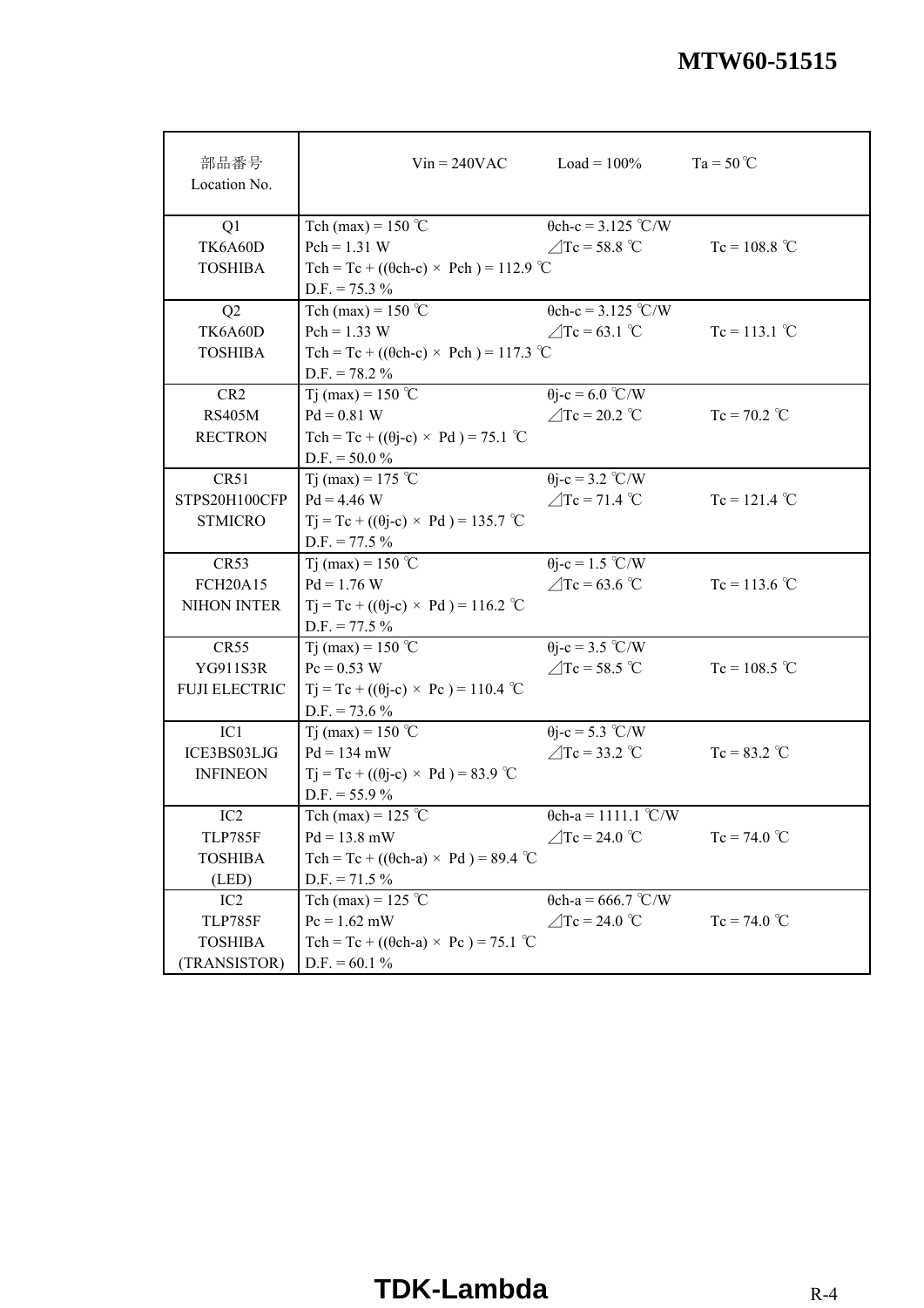| 部品番号<br>Location No. | Vin = 240VAC　　Load = 100%　　Ta = 50 ℃ |
|---|---|
| Q1<br>TK6A60D<br>TOSHIBA | Tch (max) = 150 ℃　　θch-c = 3.125 ℃/W<br>Pch = 1.31 W　　⊿Tc = 58.8 ℃　　Tc = 108.8 ℃<br>Tch = Tc + ((θch-c) × Pch ) = 112.9 ℃<br>D.F. = 75.3 % |
| Q2<br>TK6A60D<br>TOSHIBA | Tch (max) = 150 ℃　　θch-c = 3.125 ℃/W<br>Pch = 1.33 W　　⊿Tc = 63.1 ℃　　Tc = 113.1 ℃<br>Tch = Tc + ((θch-c) × Pch ) = 117.3 ℃<br>D.F. = 78.2 % |
| CR2<br>RS405M<br>RECTRON | Tj (max) = 150 ℃　　θj-c = 6.0 ℃/W<br>Pd = 0.81 W　　⊿Tc = 20.2 ℃　　Tc = 70.2 ℃<br>Tch = Tc + ((θj-c) × Pd ) = 75.1 ℃<br>D.F. = 50.0 % |
| CR51<br>STPS20H100CFP<br>STMICRO | Tj (max) = 175 ℃　　θj-c = 3.2 ℃/W<br>Pd = 4.46 W　　⊿Tc = 71.4 ℃　　Tc = 121.4 ℃<br>Tj = Tc + ((θj-c) × Pd ) = 135.7 ℃<br>D.F. = 77.5 % |
| CR53<br>FCH20A15<br>NIHON INTER | Tj (max) = 150 ℃　　θj-c = 1.5 ℃/W<br>Pd = 1.76 W　　⊿Tc = 63.6 ℃　　Tc = 113.6 ℃<br>Tj = Tc + ((θj-c) × Pd ) = 116.2 ℃<br>D.F. = 77.5 % |
| CR55<br>YG911S3R<br>FUJI ELECTRIC | Tj (max) = 150 ℃　　θj-c = 3.5 ℃/W<br>Pc = 0.53 W　　⊿Tc = 58.5 ℃　　Tc = 108.5 ℃<br>Tj = Tc + ((θj-c) × Pc ) = 110.4 ℃<br>D.F. = 73.6 % |
| IC1<br>ICE3BS03LJG<br>INFINEON | Tj (max) = 150 ℃　　θj-c = 5.3 ℃/W<br>Pd = 134 mW　　⊿Tc = 33.2 ℃　　Tc = 83.2 ℃<br>Tj = Tc + ((θj-c) × Pd ) = 83.9 ℃<br>D.F. = 55.9 % |
| IC2<br>TLP785F<br>TOSHIBA<br>(LED) | Tch (max) = 125 ℃　　θch-a = 1111.1 ℃/W<br>Pd = 13.8 mW　　⊿Tc = 24.0 ℃　　Tc = 74.0 ℃<br>Tch = Tc + ((θch-a) × Pd ) = 89.4 ℃<br>D.F. = 71.5 % |
| IC2<br>TLP785F<br>TOSHIBA<br>(TRANSISTOR) | Tch (max) = 125 ℃　　θch-a = 666.7 ℃/W<br>Pc = 1.62 mW　　⊿Tc = 24.0 ℃　　Tc = 74.0 ℃<br>Tch = Tc + ((θch-a) × Pc ) = 75.1 ℃<br>D.F. = 60.1 % |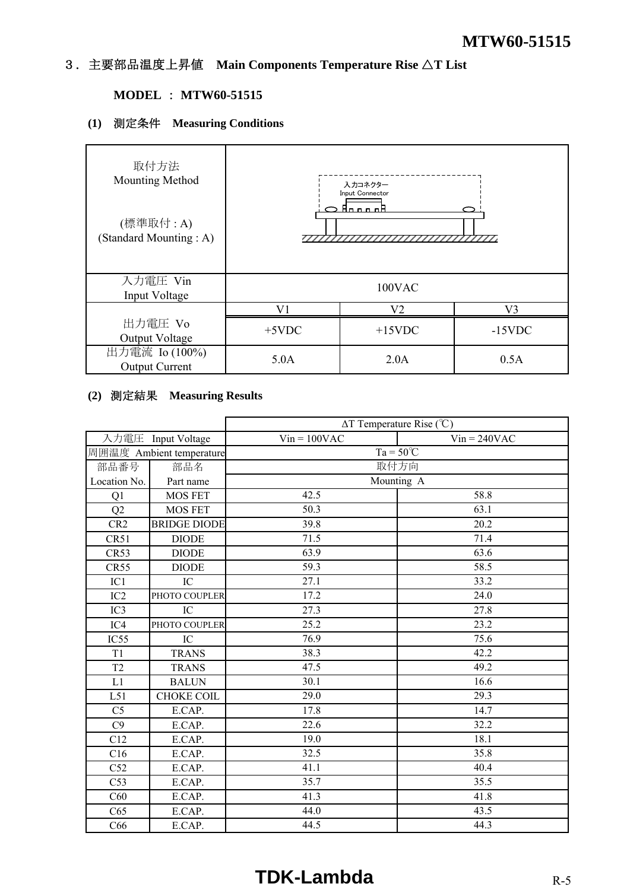## ３．主要部品温度上昇値　Main Components Temperature Rise △T List

**MODEL ： MTW60-51515**

### (1) 測定条件　Measuring Conditions

| 取付方法 Mounting Method<br><br>(標準取付 : A)<br>(Standard Mounting : A) | 入力コネクター<br>Input Connector | | |
|---|---|---|---|
| 入力電圧 Vin<br>Input Voltage | 100VAC | | |
| 出力電圧 Vo<br>Output Voltage | V1 | V2 | V3 |
| | +5VDC | +15VDC | -15VDC |
| 出力電流 Io (100%)<br>Output Current | 5.0A | 2.0A | 0.5A |

### (2) 測定結果　Measuring Results

| | | ΔT Temperature Rise (℃) | |
|---|---|---|---|
| 入力電圧 Input Voltage | | Vin = 100VAC | Vin = 240VAC |
| 周囲温度 Ambient temperature | | Ta = 50℃ | |
| 部品番号<br>Location No. | 部品名<br>Part name | 取付方向<br>Mounting A | |
| Q1 | MOS FET | 42.5 | 58.8 |
| Q2 | MOS FET | 50.3 | 63.1 |
| CR2 | BRIDGE DIODE | 39.8 | 20.2 |
| CR51 | DIODE | 71.5 | 71.4 |
| CR53 | DIODE | 63.9 | 63.6 |
| CR55 | DIODE | 59.3 | 58.5 |
| IC1 | IC | 27.1 | 33.2 |
| IC2 | PHOTO COUPLER | 17.2 | 24.0 |
| IC3 | IC | 27.3 | 27.8 |
| IC4 | PHOTO COUPLER | 25.2 | 23.2 |
| IC55 | IC | 76.9 | 75.6 |
| T1 | TRANS | 38.3 | 42.2 |
| T2 | TRANS | 47.5 | 49.2 |
| L1 | BALUN | 30.1 | 16.6 |
| L51 | CHOKE COIL | 29.0 | 29.3 |
| C5 | E.CAP. | 17.8 | 14.7 |
| C9 | E.CAP. | 22.6 | 32.2 |
| C12 | E.CAP. | 19.0 | 18.1 |
| C16 | E.CAP. | 32.5 | 35.8 |
| C52 | E.CAP. | 41.1 | 40.4 |
| C53 | E.CAP. | 35.7 | 35.5 |
| C60 | E.CAP. | 41.3 | 41.8 |
| C65 | E.CAP. | 44.0 | 43.5 |
| C66 | E.CAP. | 44.5 | 44.3 |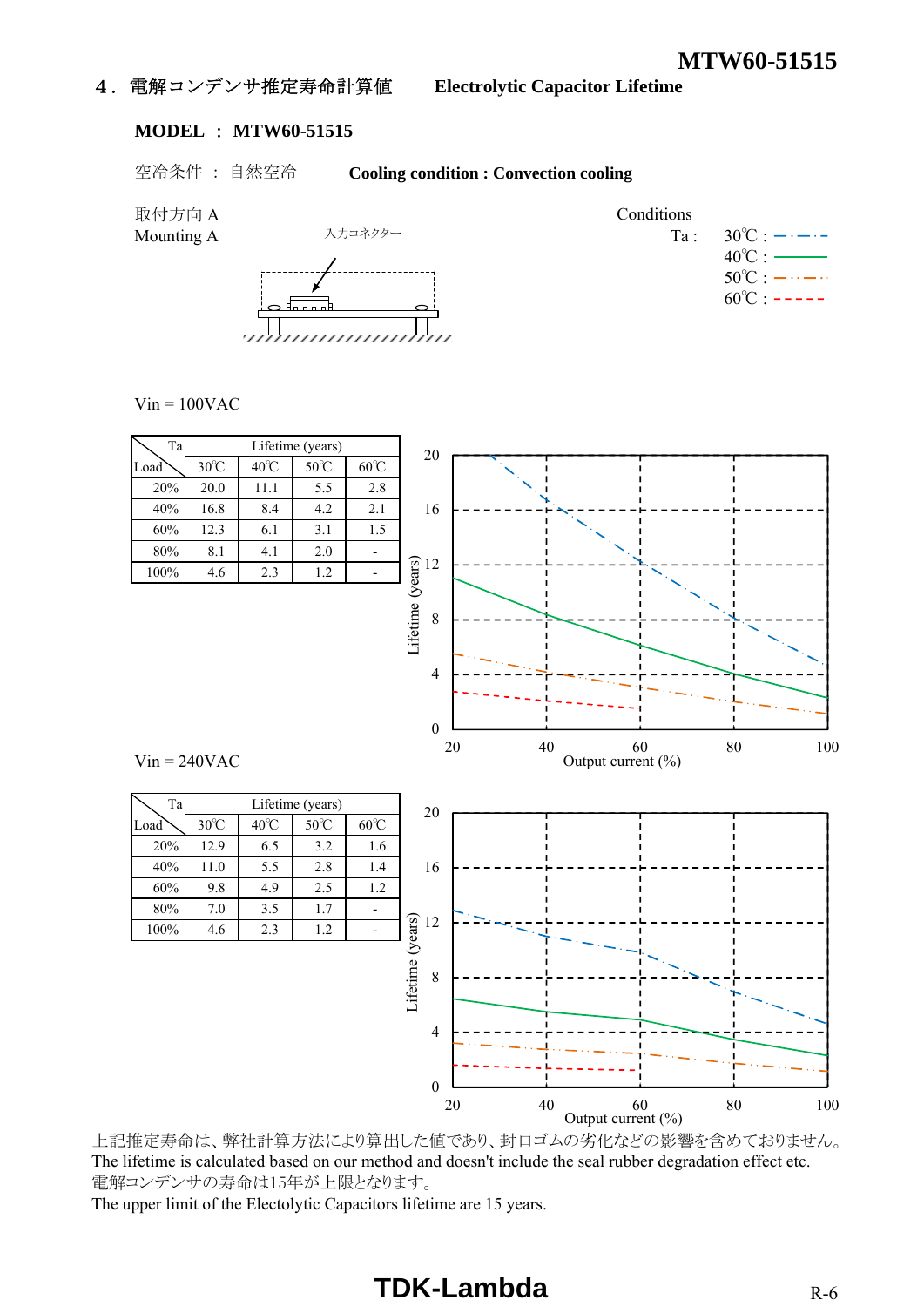## 4．電解コンデンサ推定寿命計算値　Electrolytic Capacitor Lifetime

**MODEL ： MTW60-51515**

空冷条件 ： 自然空冷　　**Cooling condition : Convection cooling**

取付方向 A
Mounting A

入力コネクター

Conditions
Ta : 30℃ / 40℃ / 50℃ / 60℃

Vin = 100VAC

| Load \ Ta | Lifetime (years) | | | |
|---|---|---|---|---|
| | 30℃ | 40℃ | 50℃ | 60℃ |
| 20% | 20.0 | 11.1 | 5.5 | 2.8 |
| 40% | 16.8 | 8.4 | 4.2 | 2.1 |
| 60% | 12.3 | 6.1 | 3.1 | 1.5 |
| 80% | 8.1 | 4.1 | 2.0 | - |
| 100% | 4.6 | 2.3 | 1.2 | - |

Vin = 240VAC

| Load \ Ta | Lifetime (years) | | | |
|---|---|---|---|---|
| | 30℃ | 40℃ | 50℃ | 60℃ |
| 20% | 12.9 | 6.5 | 3.2 | 1.6 |
| 40% | 11.0 | 5.5 | 2.8 | 1.4 |
| 60% | 9.8 | 4.9 | 2.5 | 1.2 |
| 80% | 7.0 | 3.5 | 1.7 | - |
| 100% | 4.6 | 2.3 | 1.2 | - |

上記推定寿命は、弊社計算方法により算出した値であり、封口ゴムの劣化などの影響を含めておりません。
The lifetime is calculated based on our method and doesn't include the seal rubber degradation effect etc.
電解コンデンサの寿命は15年が上限となります。
The upper limit of the Electolytic Capacitors lifetime are 15 years.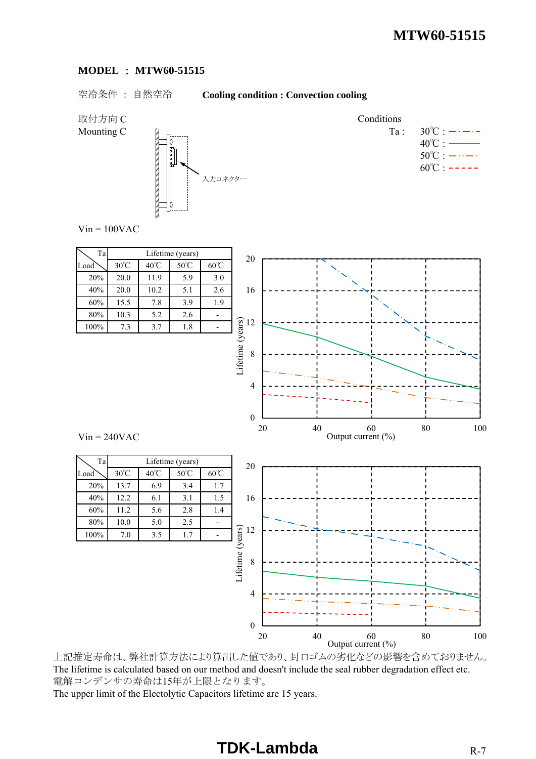**MODEL ： MTW60-51515**

空冷条件 ： 自然空冷　　**Cooling condition : Convection cooling**

取付方向 C
Mounting C

入力コネクター

Conditions
Ta : 30℃ / 40℃ / 50℃ / 60℃

Vin = 100VAC

| Load \ Ta | Lifetime (years) | | | |
|---|---|---|---|---|
| | 30℃ | 40℃ | 50℃ | 60℃ |
| 20% | 20.0 | 11.9 | 5.9 | 3.0 |
| 40% | 20.0 | 10.2 | 5.1 | 2.6 |
| 60% | 15.5 | 7.8 | 3.9 | 1.9 |
| 80% | 10.3 | 5.2 | 2.6 | - |
| 100% | 7.3 | 3.7 | 1.8 | - |

Vin = 240VAC

| Load \ Ta | Lifetime (years) | | | |
|---|---|---|---|---|
| | 30℃ | 40℃ | 50℃ | 60℃ |
| 20% | 13.7 | 6.9 | 3.4 | 1.7 |
| 40% | 12.2 | 6.1 | 3.1 | 1.5 |
| 60% | 11.2 | 5.6 | 2.8 | 1.4 |
| 80% | 10.0 | 5.0 | 2.5 | - |
| 100% | 7.0 | 3.5 | 1.7 | - |

上記推定寿命は、弊社計算方法により算出した値であり、封口ゴムの劣化などの影響を含めておりません。
The lifetime is calculated based on our method and doesn't include the seal rubber degradation effect etc.
電解コンデンサの寿命は15年が上限となります。
The upper limit of the Electolytic Capacitors lifetime are 15 years.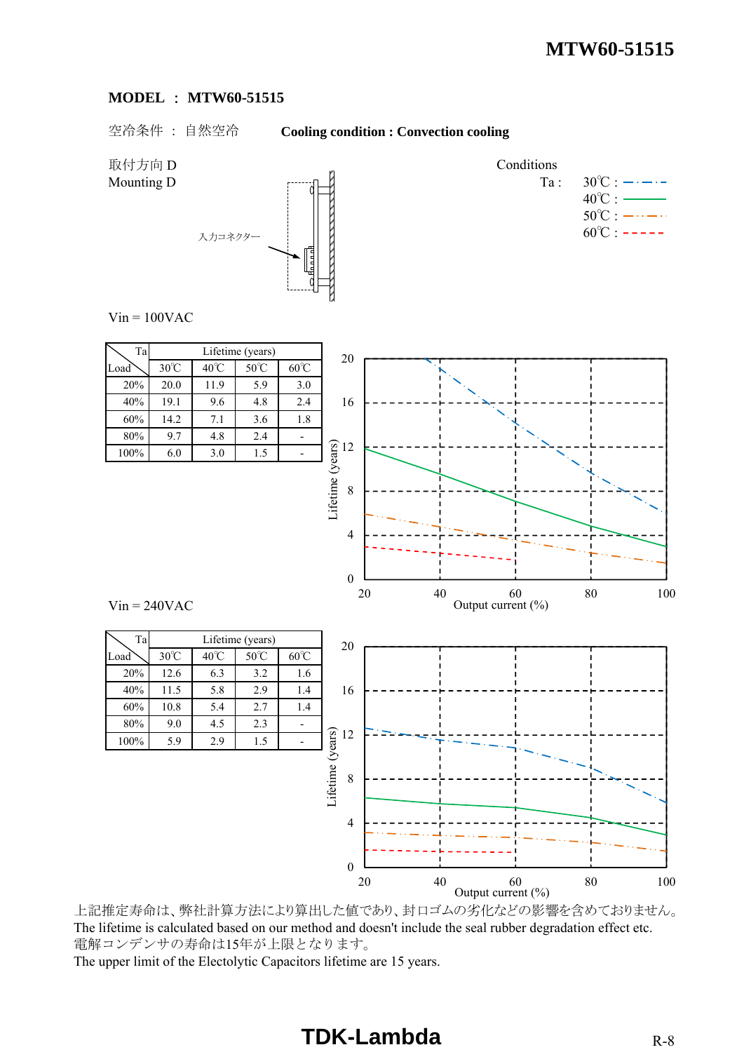**MODEL ： MTW60-51515**

空冷条件 ： 自然空冷　　　**Cooling condition : Convection cooling**

取付方向 D
Mounting D

入力コネクター

Conditions
Ta : 30℃ / 40℃ / 50℃ / 60℃

Vin = 100VAC

| Load \ Ta | Lifetime (years) | | | |
|---|---|---|---|---|
| | 30℃ | 40℃ | 50℃ | 60℃ |
| 20% | 20.0 | 11.9 | 5.9 | 3.0 |
| 40% | 19.1 | 9.6 | 4.8 | 2.4 |
| 60% | 14.2 | 7.1 | 3.6 | 1.8 |
| 80% | 9.7 | 4.8 | 2.4 | - |
| 100% | 6.0 | 3.0 | 1.5 | - |

Lifetime (years) vs Output current (%)

Vin = 240VAC

| Load \ Ta | Lifetime (years) | | | |
|---|---|---|---|---|
| | 30℃ | 40℃ | 50℃ | 60℃ |
| 20% | 12.6 | 6.3 | 3.2 | 1.6 |
| 40% | 11.5 | 5.8 | 2.9 | 1.4 |
| 60% | 10.8 | 5.4 | 2.7 | 1.4 |
| 80% | 9.0 | 4.5 | 2.3 | - |
| 100% | 5.9 | 2.9 | 1.5 | - |

Lifetime (years) vs Output current (%)

上記推定寿命は、弊社計算方法により算出した値であり、封ロゴムの劣化などの影響を含めておりません。
The lifetime is calculated based on our method and doesn't include the seal rubber degradation effect etc.
電解コンデンサの寿命は15年が上限となります。
The upper limit of the Electolytic Capacitors lifetime are 15 years.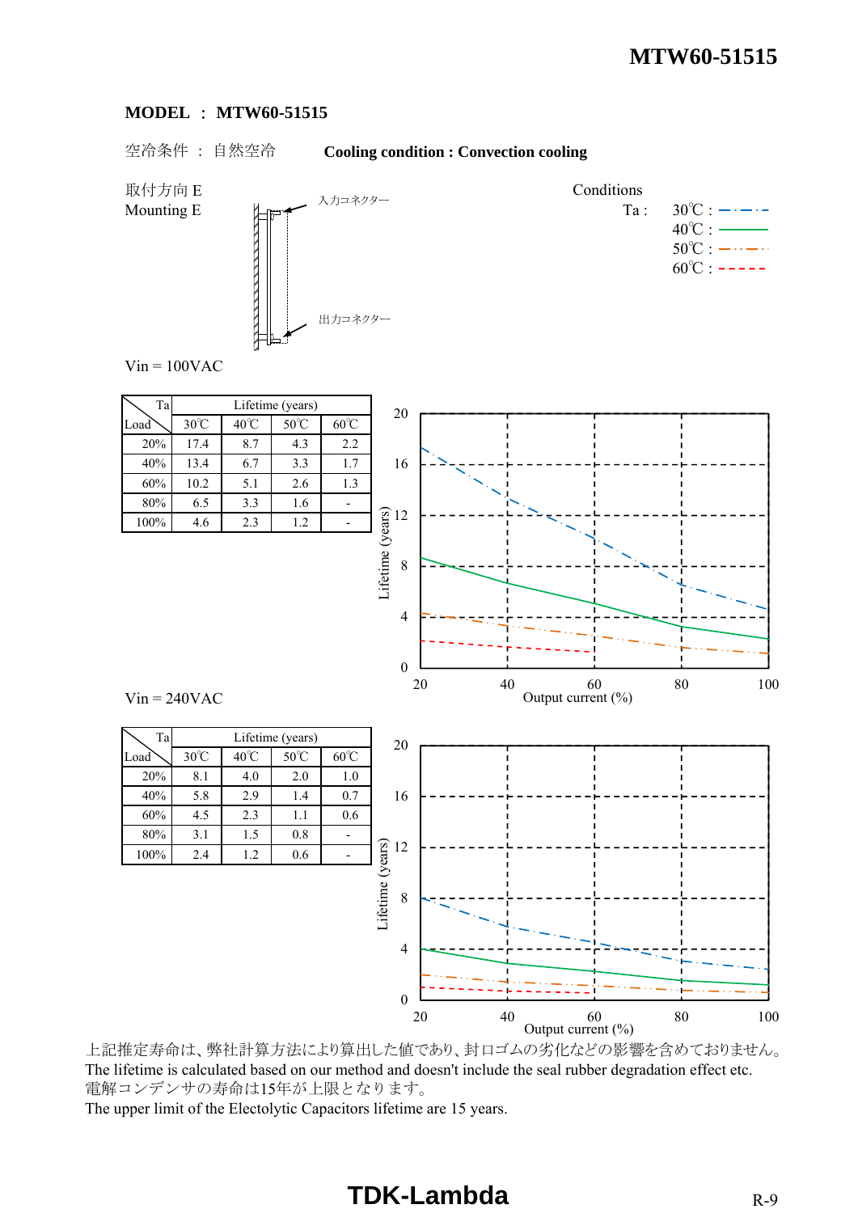**MODEL ： MTW60-51515**

空冷条件 ： 自然空冷　　**Cooling condition : Convection cooling**

取付方向 E
Mounting E

入力コネクター

出力コネクター

Conditions
Ta : 30℃ : 40℃ : 50℃ : 60℃

Vin = 100VAC

| Load \ Ta | Lifetime (years) | | | |
|---|---|---|---|---|
| | 30℃ | 40℃ | 50℃ | 60℃ |
| 20% | 17.4 | 8.7 | 4.3 | 2.2 |
| 40% | 13.4 | 6.7 | 3.3 | 1.7 |
| 60% | 10.2 | 5.1 | 2.6 | 1.3 |
| 80% | 6.5 | 3.3 | 1.6 | - |
| 100% | 4.6 | 2.3 | 1.2 | - |

Vin = 240VAC

| Load \ Ta | Lifetime (years) | | | |
|---|---|---|---|---|
| | 30℃ | 40℃ | 50℃ | 60℃ |
| 20% | 8.1 | 4.0 | 2.0 | 1.0 |
| 40% | 5.8 | 2.9 | 1.4 | 0.7 |
| 60% | 4.5 | 2.3 | 1.1 | 0.6 |
| 80% | 3.1 | 1.5 | 0.8 | - |
| 100% | 2.4 | 1.2 | 0.6 | - |

上記推定寿命は、弊社計算方法により算出した値であり、封口ゴムの劣化などの影響を含めておりません。
The lifetime is calculated based on our method and doesn't include the seal rubber degradation effect etc.
電解コンデンサの寿命は15年が上限となります。
The upper limit of the Electolytic Capacitors lifetime are 15 years.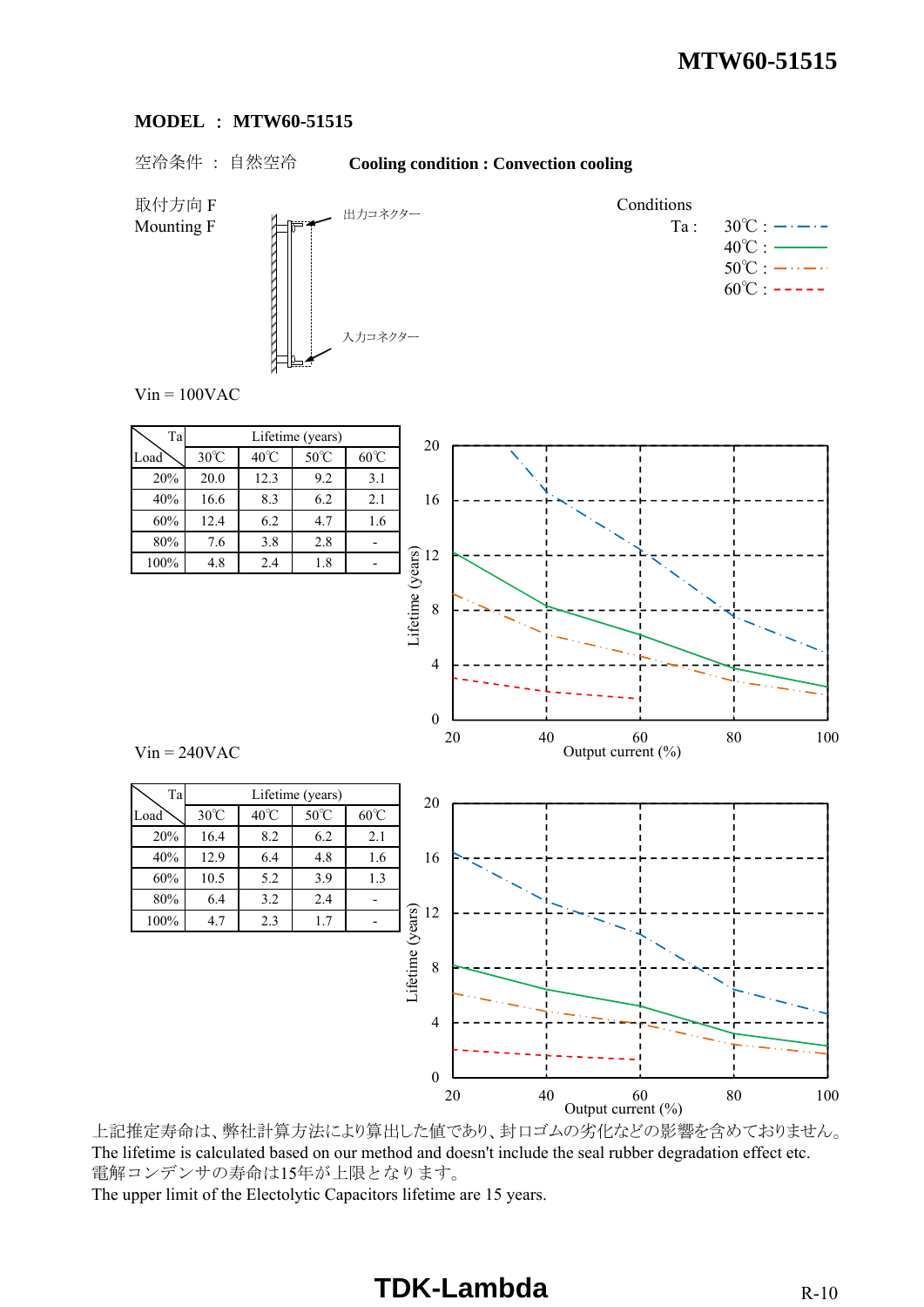**MODEL ： MTW60-51515**

空冷条件 ： 自然空冷　　**Cooling condition : Convection cooling**

取付方向 F
Mounting F

出力コネクター

入力コネクター

Conditions
Ta : 30℃ / 40℃ / 50℃ / 60℃

Vin = 100VAC

| Load \ Ta | Lifetime (years) | | | |
|---|---|---|---|---|
| | 30℃ | 40℃ | 50℃ | 60℃ |
| 20% | 20.0 | 12.3 | 9.2 | 3.1 |
| 40% | 16.6 | 8.3 | 6.2 | 2.1 |
| 60% | 12.4 | 6.2 | 4.7 | 1.6 |
| 80% | 7.6 | 3.8 | 2.8 | - |
| 100% | 4.8 | 2.4 | 1.8 | - |

Vin = 240VAC

| Load \ Ta | Lifetime (years) | | | |
|---|---|---|---|---|
| | 30℃ | 40℃ | 50℃ | 60℃ |
| 20% | 16.4 | 8.2 | 6.2 | 2.1 |
| 40% | 12.9 | 6.4 | 4.8 | 1.6 |
| 60% | 10.5 | 5.2 | 3.9 | 1.3 |
| 80% | 6.4 | 3.2 | 2.4 | - |
| 100% | 4.7 | 2.3 | 1.7 | - |

上記推定寿命は、弊社計算方法により算出した値であり、封口ゴムの劣化などの影響を含めておりません。
The lifetime is calculated based on our method and doesn't include the seal rubber degradation effect etc.
電解コンデンサの寿命は15年が上限となります。
The upper limit of the Electolytic Capacitors lifetime are 15 years.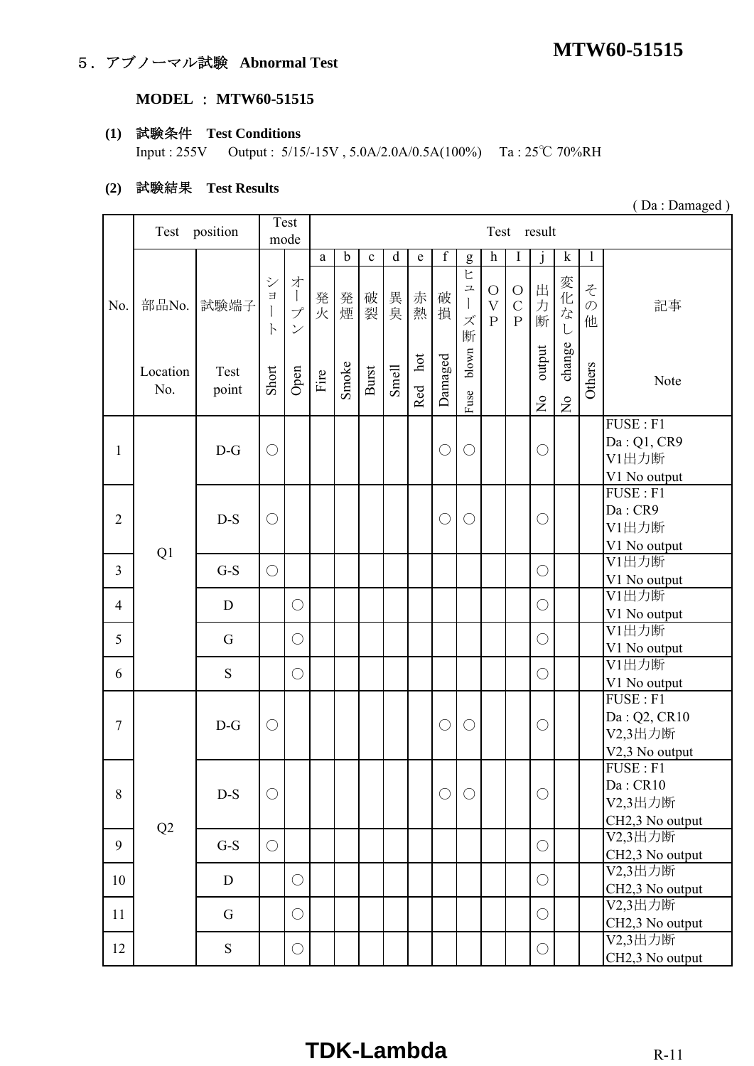## ５．アブノーマル試験　Abnormal Test

**MODEL ： MTW60-51515**

**(1)　試験条件　Test Conditions**

Input : 255V　　Output :  5/15/-15V , 5.0A/2.0A/0.5A(100%)　 Ta : 25℃ 70%RH

**(2)　試験結果　Test Results**

( Da : Damaged )

| No. | Test position | | Test mode | | Test result | | | | | | | | | | | | |
|---|---|---|---|---|---|---|---|---|---|---|---|---|---|---|---|---|---|
| | | | | | a | b | c | d | e | f | g | h | I | j | k | l | |
| | 部品No. Location No. | 試験端子 Test point | ショート Short | オープン Open | 発火 Fire | 発煙 Smoke | 破裂 Burst | 異臭 Smell | 赤熱 Red hot | 破損 Damaged | ヒューズ断 Fuse blown | OVP | OCP | 出力断 No output | 変化なし No change | その他 Others | 記事 Note |
| 1 | Q1 | D-G | ○ | | | | | | | ○ | ○ | | | ○ | | | FUSE : F1 Da : Q1, CR9 V1出力断 V1 No output |
| 2 | Q1 | D-S | ○ | | | | | | | ○ | ○ | | | ○ | | | FUSE : F1 Da : CR9 V1出力断 V1 No output |
| 3 | Q1 | G-S | ○ | | | | | | | | | | | ○ | | | V1出力断 V1 No output |
| 4 | Q1 | D | | ○ | | | | | | | | | | ○ | | | V1出力断 V1 No output |
| 5 | Q1 | G | | ○ | | | | | | | | | | ○ | | | V1出力断 V1 No output |
| 6 | Q1 | S | | ○ | | | | | | | | | | ○ | | | V1出力断 V1 No output |
| 7 | Q2 | D-G | ○ | | | | | | | ○ | ○ | | | ○ | | | FUSE : F1 Da : Q2, CR10 V2,3出力断 V2,3 No output |
| 8 | Q2 | D-S | ○ | | | | | | | ○ | ○ | | | ○ | | | FUSE : F1 Da : CR10 V2,3出力断 CH2,3 No output |
| 9 | Q2 | G-S | ○ | | | | | | | | | | | ○ | | | V2,3出力断 CH2,3 No output |
| 10 | Q2 | D | | ○ | | | | | | | | | | ○ | | | V2,3出力断 CH2,3 No output |
| 11 | Q2 | G | | ○ | | | | | | | | | | ○ | | | V2,3出力断 CH2,3 No output |
| 12 | Q2 | S | | ○ | | | | | | | | | | ○ | | | V2,3出力断 CH2,3 No output |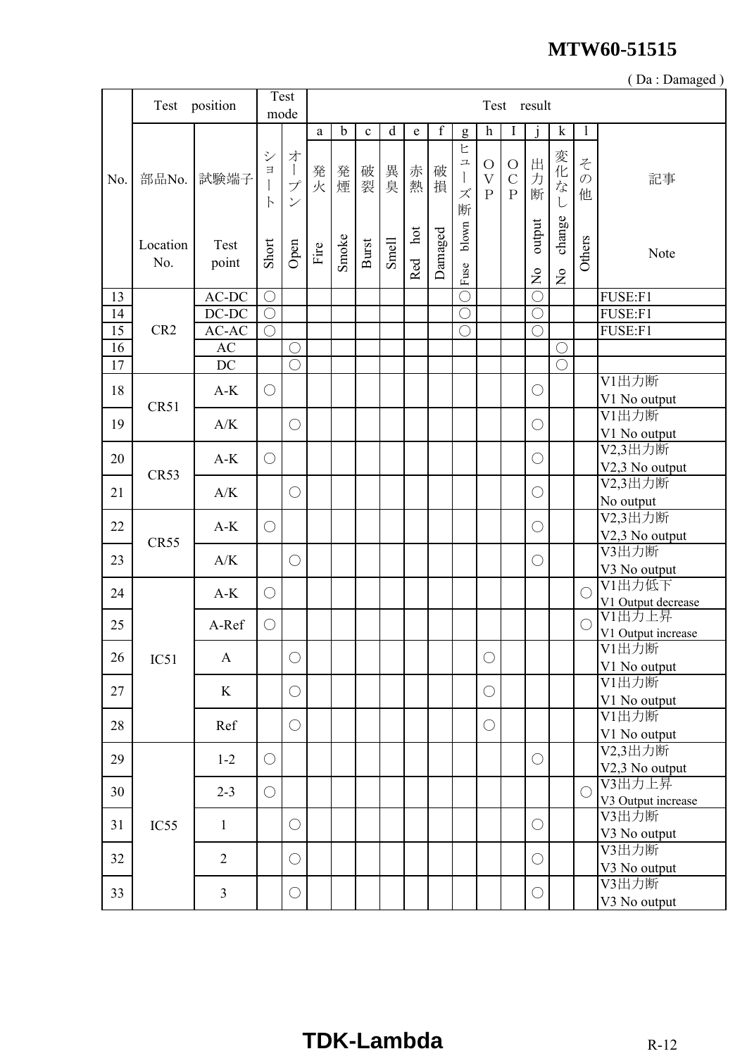**MTW60-51515**

( Da : Damaged )

| No. | Test position | | Test mode | | Test result | | | | | | | | | | | | |
|---|---|---|---|---|---|---|---|---|---|---|---|---|---|---|---|---|---|
| | | | | | a | b | c | d | e | f | g | h | I | j | k | l | |
| | 部品No. Location No. | 試験端子 Test point | ショート Short | オープン Open | 発火 Fire | 発煙 Smoke | 破裂 Burst | 異臭 Smell | 赤熱 Red hot | 破損 Damaged | ヒューズ断 Fuse blown | OVP | OCP | 出力断 No output | 変化なし No change | その他 Others | 記事 Note |
| 13 | CR2 | AC-DC | ○ | | | | | | | | ○ | | | ○ | | | FUSE:F1 |
| 14 | | DC-DC | ○ | | | | | | | | ○ | | | ○ | | | FUSE:F1 |
| 15 | | AC-AC | ○ | | | | | | | | ○ | | | ○ | | | FUSE:F1 |
| 16 | | AC | | ○ | | | | | | | | | | | ○ | | |
| 17 | | DC | | ○ | | | | | | | | | | | ○ | | |
| 18 | CR51 | A-K | ○ | | | | | | | | | | | ○ | | | V1出力断 V1 No output |
| 19 | | A/K | | ○ | | | | | | | | | | ○ | | | V1出力断 V1 No output |
| 20 | CR53 | A-K | ○ | | | | | | | | | | | ○ | | | V2,3出力断 V2,3 No output |
| 21 | | A/K | | ○ | | | | | | | | | | ○ | | | V2,3出力断 No output |
| 22 | CR55 | A-K | ○ | | | | | | | | | | | ○ | | | V2,3出力断 V2,3 No output |
| 23 | | A/K | | ○ | | | | | | | | | | ○ | | | V3出力断 V3 No output |
| 24 | IC51 | A-K | ○ | | | | | | | | | | | | | ○ | V1出力低下 V1 Output decrease |
| 25 | | A-Ref | ○ | | | | | | | | | | | | | ○ | V1出力上昇 V1 Output increase |
| 26 | | A | | ○ | | | | | | | | ○ | | | | | V1出力断 V1 No output |
| 27 | | K | | ○ | | | | | | | | ○ | | | | | V1出力断 V1 No output |
| 28 | | Ref | | ○ | | | | | | | | ○ | | | | | V1出力断 V1 No output |
| 29 | IC55 | 1-2 | ○ | | | | | | | | | | | ○ | | | V2,3出力断 V2,3 No output |
| 30 | | 2-3 | ○ | | | | | | | | | | | | | ○ | V3出力上昇 V3 Output increase |
| 31 | | 1 | | ○ | | | | | | | | | | ○ | | | V3出力断 V3 No output |
| 32 | | 2 | | ○ | | | | | | | | | | ○ | | | V3出力断 V3 No output |
| 33 | | 3 | | ○ | | | | | | | | | | ○ | | | V3出力断 V3 No output |

**TDK-Lambda**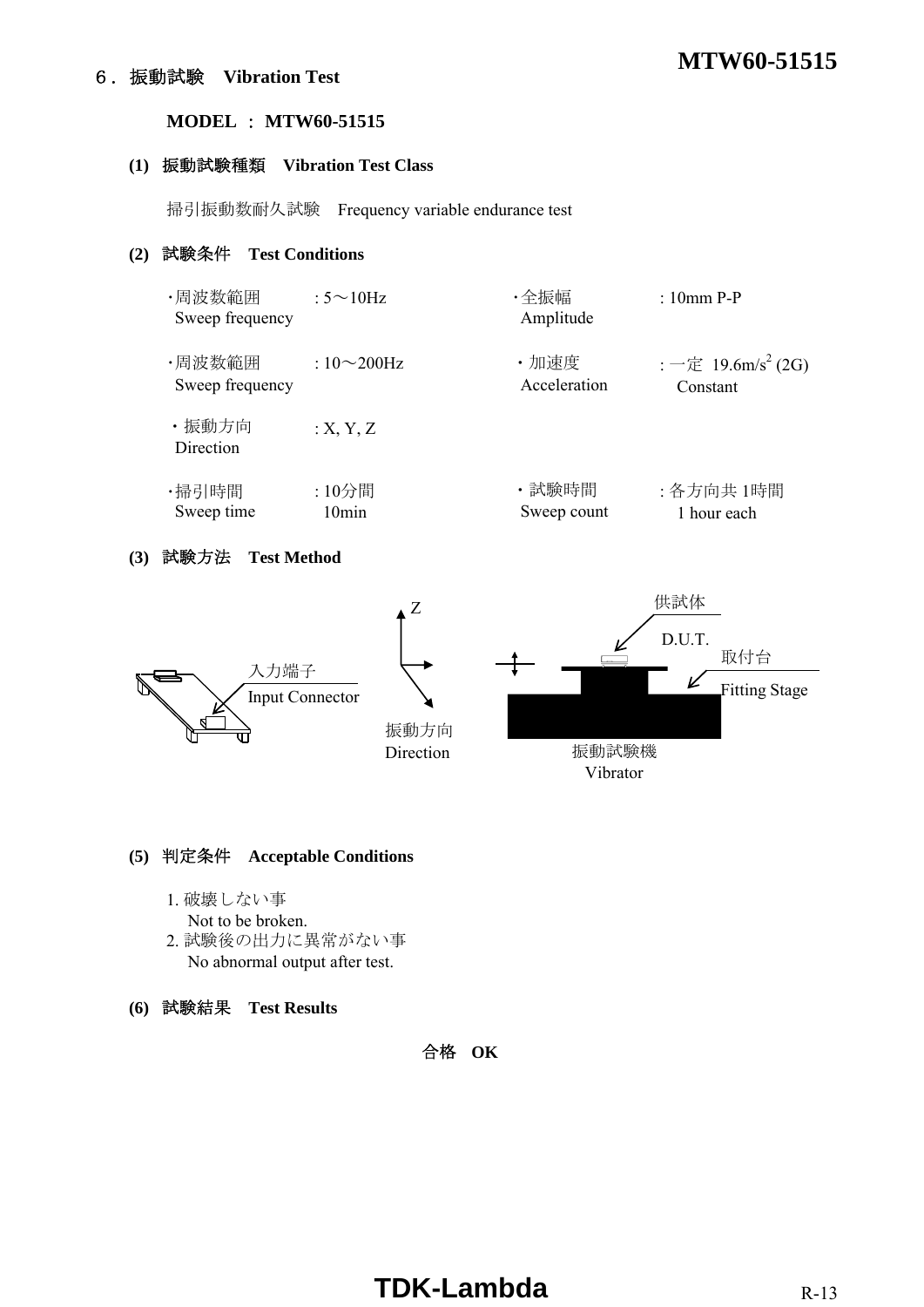## ６．振動試験　Vibration Test

**MODEL ： MTW60-51515**

**(1) 振動試験種類　Vibration Test Class**

掃引振動数耐久試験　Frequency variable endurance test

**(2) 試験条件　Test Conditions**

| | | | |
|---|---|---|---|
| ・周波数範囲 Sweep frequency | : 5～10Hz | ・全振幅 Amplitude | : 10mm P-P |
| ・周波数範囲 Sweep frequency | : 10～200Hz | ・加速度 Acceleration | : 一定 19.6m/s$^2$ (2G) Constant |
| ・振動方向 Direction | : X, Y, Z | | |
| ・掃引時間 Sweep time | : 10分間 10min | ・試験時間 Sweep count | : 各方向共 1時間 1 hour each |

**(3) 試験方法　Test Method**

入力端子 Input Connector

Z

振動方向 Direction

供試体 D.U.T.

取付台 Fitting Stage

振動試験機 Vibrator

**(5) 判定条件　Acceptable Conditions**

1. 破壊しない事
   Not to be broken.
2. 試験後の出力に異常がない事
   No abnormal output after test.

**(6) 試験結果　Test Results**

**合格　OK**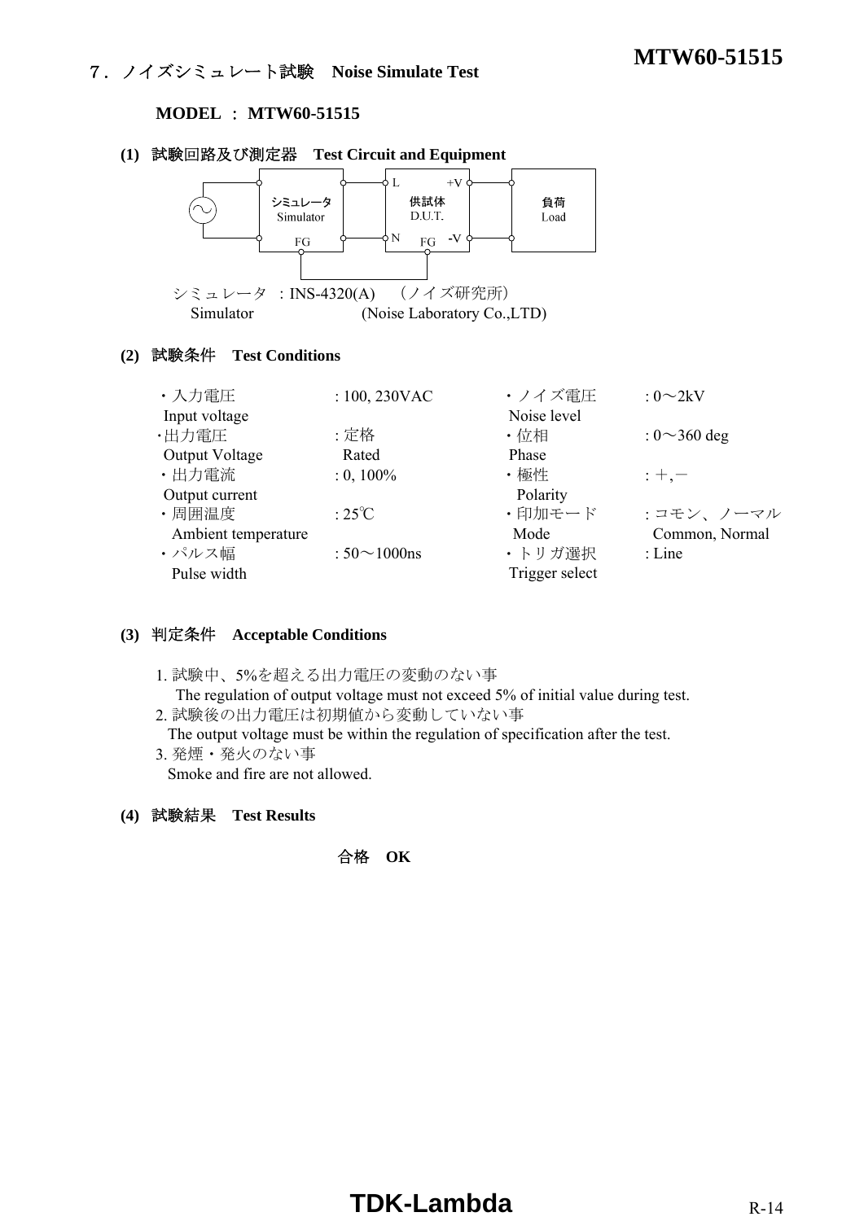## ７．ノイズシミュレート試験　Noise Simulate Test

**MODEL ： MTW60-51515**

**(1)　試験回路及び測定器　Test Circuit and Equipment**

シミュレータ
Simulator
FG

L
N
供試体
D.U.T.
FG
+V
-V

負荷
Load

シミュレータ　: INS-4320(A)　（ノイズ研究所）
Simulator　(Noise Laboratory Co.,LTD)

**(2)　試験条件　Test Conditions**

| | | | |
|---|---|---|---|
| ・入力電圧 Input voltage | : 100, 230VAC | ・ノイズ電圧 Noise level | : 0～2kV |
| ･出力電圧 Output Voltage | : 定格 Rated | ・位相 Phase | : 0～360 deg |
| ・出力電流 Output current | : 0, 100% | ・極性 Polarity | : ＋,－ |
| ・周囲温度 Ambient temperature | : 25℃ | ･印加モード Mode | : コモン、ノーマル Common, Normal |
| ・パルス幅 Pulse width | : 50～1000ns | ・トリガ選択 Trigger select | : Line |

**(3)　判定条件　Acceptable Conditions**

1. 試験中、5%を超える出力電圧の変動のない事
   The regulation of output voltage must not exceed 5% of initial value during test.
2. 試験後の出力電圧は初期値から変動していない事
   The output voltage must be within the regulation of specification after the test.
3. 発煙・発火のない事
   Smoke and fire are not allowed.

**(4)　試験結果　Test Results**

合格　**OK**